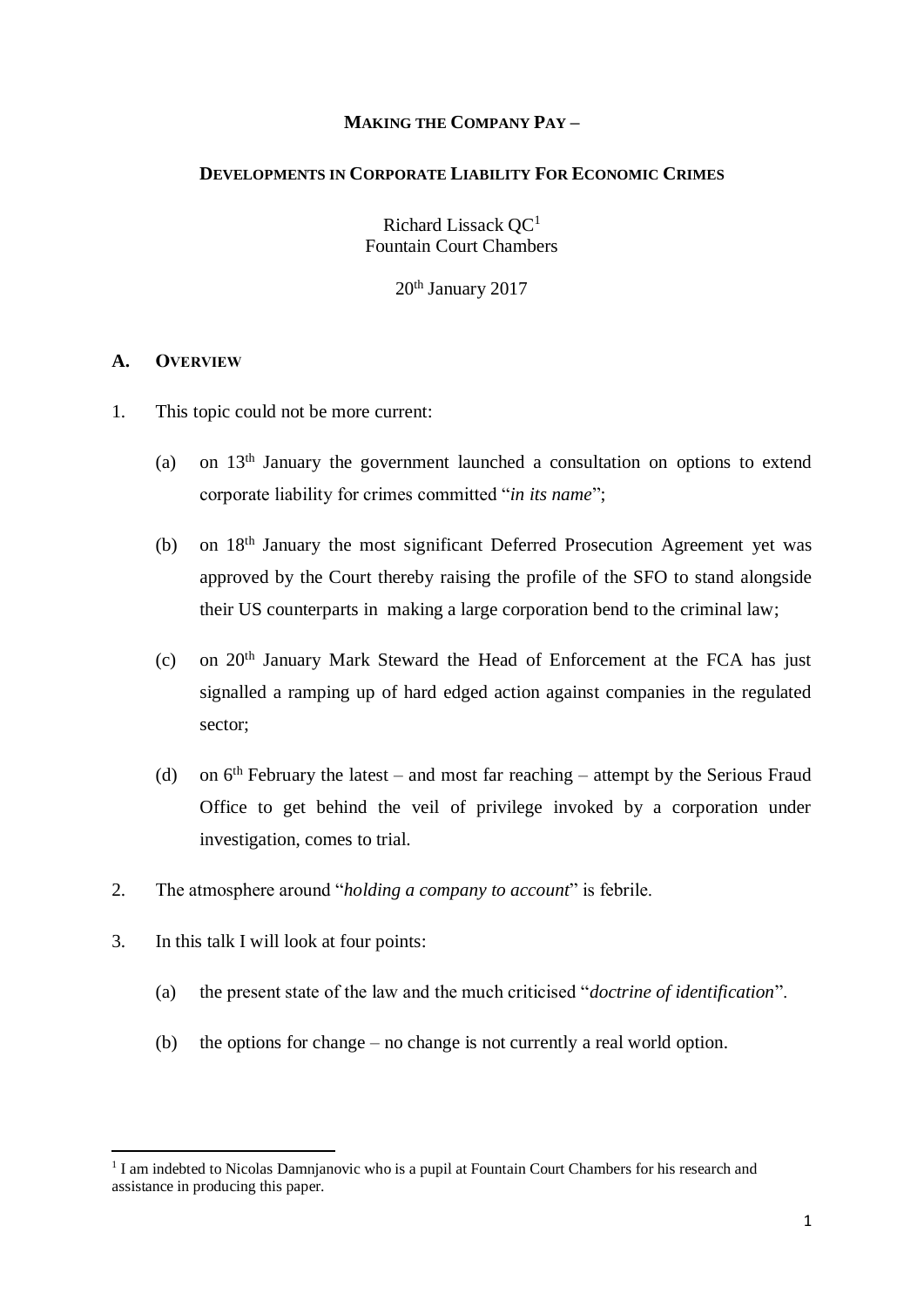**MAKING THE COMPANY PAY –**

**DEVELOPMENTS IN CORPORATE LIABILITY FOR ECONOMIC CRIMES**

Richard Lissack QC[1]
Fountain Court Chambers

20th January 2017

## A. OVERVIEW

1. This topic could not be more current:

   (a) on 13th January the government launched a consultation on options to extend corporate liability for crimes committed "*in its name*";

   (b) on 18th January the most significant Deferred Prosecution Agreement yet was approved by the Court thereby raising the profile of the SFO to stand alongside their US counterparts in making a large corporation bend to the criminal law;

   (c) on 20th January Mark Steward the Head of Enforcement at the FCA has just signalled a ramping up of hard edged action against companies in the regulated sector;

   (d) on 6th February the latest – and most far reaching – attempt by the Serious Fraud Office to get behind the veil of privilege invoked by a corporation under investigation, comes to trial.

2. The atmosphere around "*holding a company to account*" is febrile.

3. In this talk I will look at four points:

   (a) the present state of the law and the much criticised "*doctrine of identification*".

   (b) the options for change – no change is not currently a real world option.

[1] I am indebted to Nicolas Damnjanovic who is a pupil at Fountain Court Chambers for his research and assistance in producing this paper.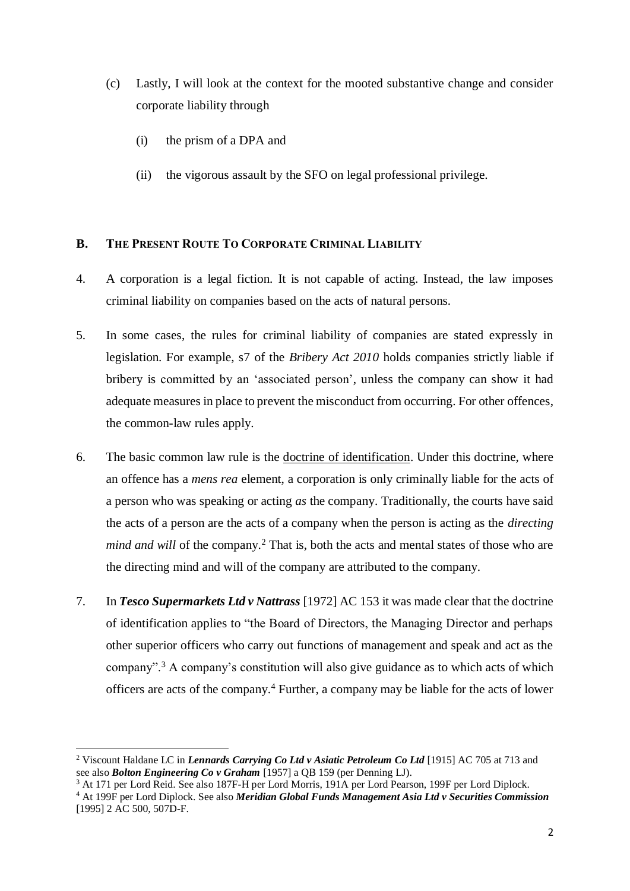(c) Lastly, I will look at the context for the mooted substantive change and consider corporate liability through

  (i) the prism of a DPA and

  (ii) the vigorous assault by the SFO on legal professional privilege.

## B. THE PRESENT ROUTE TO CORPORATE CRIMINAL LIABILITY

4. A corporation is a legal fiction. It is not capable of acting. Instead, the law imposes criminal liability on companies based on the acts of natural persons.

5. In some cases, the rules for criminal liability of companies are stated expressly in legislation. For example, s7 of the *Bribery Act 2010* holds companies strictly liable if bribery is committed by an 'associated person', unless the company can show it had adequate measures in place to prevent the misconduct from occurring. For other offences, the common-law rules apply.

6. The basic common law rule is the <u>doctrine of identification</u>. Under this doctrine, where an offence has a *mens rea* element, a corporation is only criminally liable for the acts of a person who was speaking or acting *as* the company. Traditionally, the courts have said the acts of a person are the acts of a company when the person is acting as the *directing mind and will* of the company.[2] That is, both the acts and mental states of those who are the directing mind and will of the company are attributed to the company.

7. In ***Tesco Supermarkets Ltd v Nattrass*** [1972] AC 153 it was made clear that the doctrine of identification applies to "the Board of Directors, the Managing Director and perhaps other superior officers who carry out functions of management and speak and act as the company".[3] A company's constitution will also give guidance as to which acts of which officers are acts of the company.[4] Further, a company may be liable for the acts of lower

---

[2] Viscount Haldane LC in ***Lennards Carrying Co Ltd v Asiatic Petroleum Co Ltd*** [1915] AC 705 at 713 and see also ***Bolton Engineering Co v Graham*** [1957] a QB 159 (per Denning LJ).

[3] At 171 per Lord Reid. See also 187F-H per Lord Morris, 191A per Lord Pearson, 199F per Lord Diplock.

[4] At 199F per Lord Diplock. See also ***Meridian Global Funds Management Asia Ltd v Securities Commission*** [1995] 2 AC 500, 507D-F.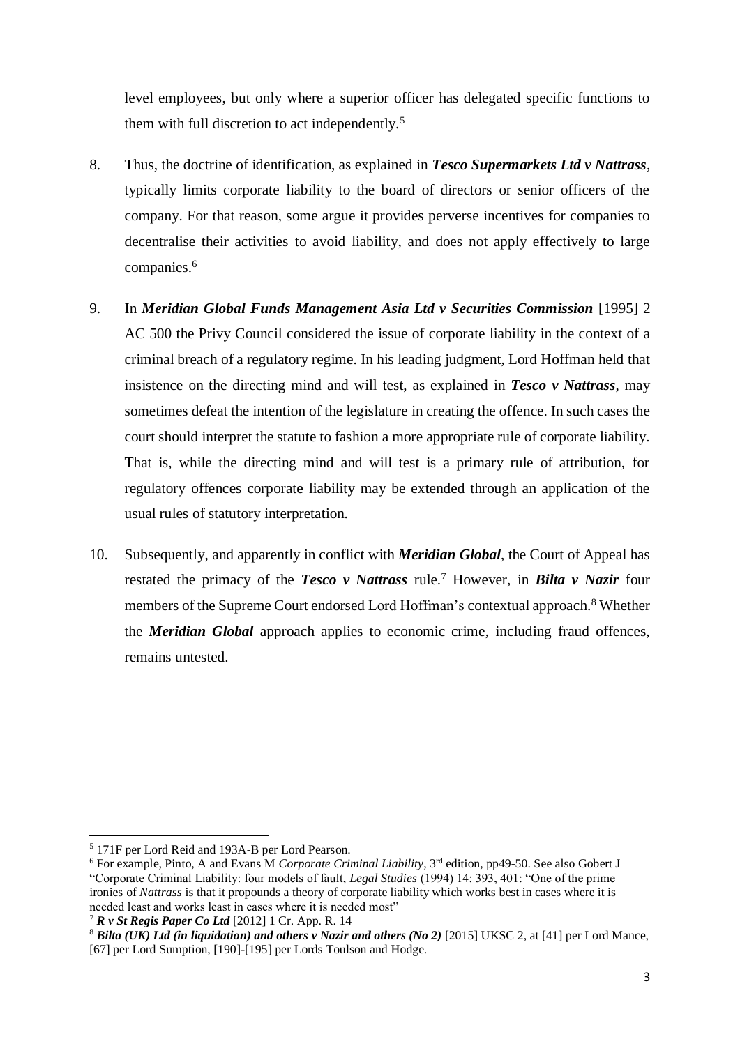level employees, but only where a superior officer has delegated specific functions to them with full discretion to act independently.[5]

8. Thus, the doctrine of identification, as explained in ***Tesco Supermarkets Ltd v Nattrass***, typically limits corporate liability to the board of directors or senior officers of the company. For that reason, some argue it provides perverse incentives for companies to decentralise their activities to avoid liability, and does not apply effectively to large companies.[6]

9. In ***Meridian Global Funds Management Asia Ltd v Securities Commission*** [1995] 2 AC 500 the Privy Council considered the issue of corporate liability in the context of a criminal breach of a regulatory regime. In his leading judgment, Lord Hoffman held that insistence on the directing mind and will test, as explained in ***Tesco v Nattrass***, may sometimes defeat the intention of the legislature in creating the offence. In such cases the court should interpret the statute to fashion a more appropriate rule of corporate liability. That is, while the directing mind and will test is a primary rule of attribution, for regulatory offences corporate liability may be extended through an application of the usual rules of statutory interpretation.

10. Subsequently, and apparently in conflict with ***Meridian Global***, the Court of Appeal has restated the primacy of the ***Tesco v Nattrass*** rule.[7] However, in ***Bilta v Nazir*** four members of the Supreme Court endorsed Lord Hoffman's contextual approach.[8] Whether the ***Meridian Global*** approach applies to economic crime, including fraud offences, remains untested.

---

[5] 171F per Lord Reid and 193A-B per Lord Pearson.

[6] For example, Pinto, A and Evans M *Corporate Criminal Liability*, 3rd edition, pp49-50. See also Gobert J "Corporate Criminal Liability: four models of fault, *Legal Studies* (1994) 14: 393, 401: "One of the prime ironies of *Nattrass* is that it propounds a theory of corporate liability which works best in cases where it is needed least and works least in cases where it is needed most"

[7] ***R v St Regis Paper Co Ltd*** [2012] 1 Cr. App. R. 14

[8] ***Bilta (UK) Ltd (in liquidation) and others v Nazir and others (No 2)*** [2015] UKSC 2, at [41] per Lord Mance, [67] per Lord Sumption, [190]-[195] per Lords Toulson and Hodge.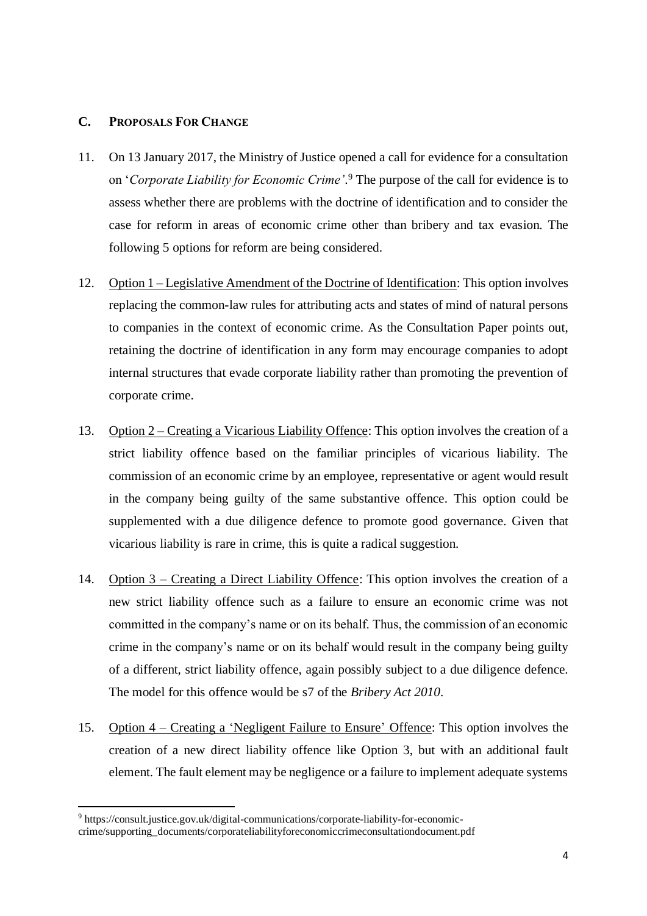## C. PROPOSALS FOR CHANGE

11. On 13 January 2017, the Ministry of Justice opened a call for evidence for a consultation on '*Corporate Liability for Economic Crime'*.[9] The purpose of the call for evidence is to assess whether there are problems with the doctrine of identification and to consider the case for reform in areas of economic crime other than bribery and tax evasion. The following 5 options for reform are being considered.

12. <u>Option 1 – Legislative Amendment of the Doctrine of Identification</u>: This option involves replacing the common-law rules for attributing acts and states of mind of natural persons to companies in the context of economic crime. As the Consultation Paper points out, retaining the doctrine of identification in any form may encourage companies to adopt internal structures that evade corporate liability rather than promoting the prevention of corporate crime.

13. <u>Option 2 – Creating a Vicarious Liability Offence</u>: This option involves the creation of a strict liability offence based on the familiar principles of vicarious liability. The commission of an economic crime by an employee, representative or agent would result in the company being guilty of the same substantive offence. This option could be supplemented with a due diligence defence to promote good governance. Given that vicarious liability is rare in crime, this is quite a radical suggestion.

14. <u>Option 3 – Creating a Direct Liability Offence</u>: This option involves the creation of a new strict liability offence such as a failure to ensure an economic crime was not committed in the company's name or on its behalf. Thus, the commission of an economic crime in the company's name or on its behalf would result in the company being guilty of a different, strict liability offence, again possibly subject to a due diligence defence. The model for this offence would be s7 of the *Bribery Act 2010*.

15. <u>Option 4 – Creating a 'Negligent Failure to Ensure' Offence</u>: This option involves the creation of a new direct liability offence like Option 3, but with an additional fault element. The fault element may be negligence or a failure to implement adequate systems

---

[9] https://consult.justice.gov.uk/digital-communications/corporate-liability-for-economic-crime/supporting_documents/corporateliabilityforeconomiccrimeconsultationdocument.pdf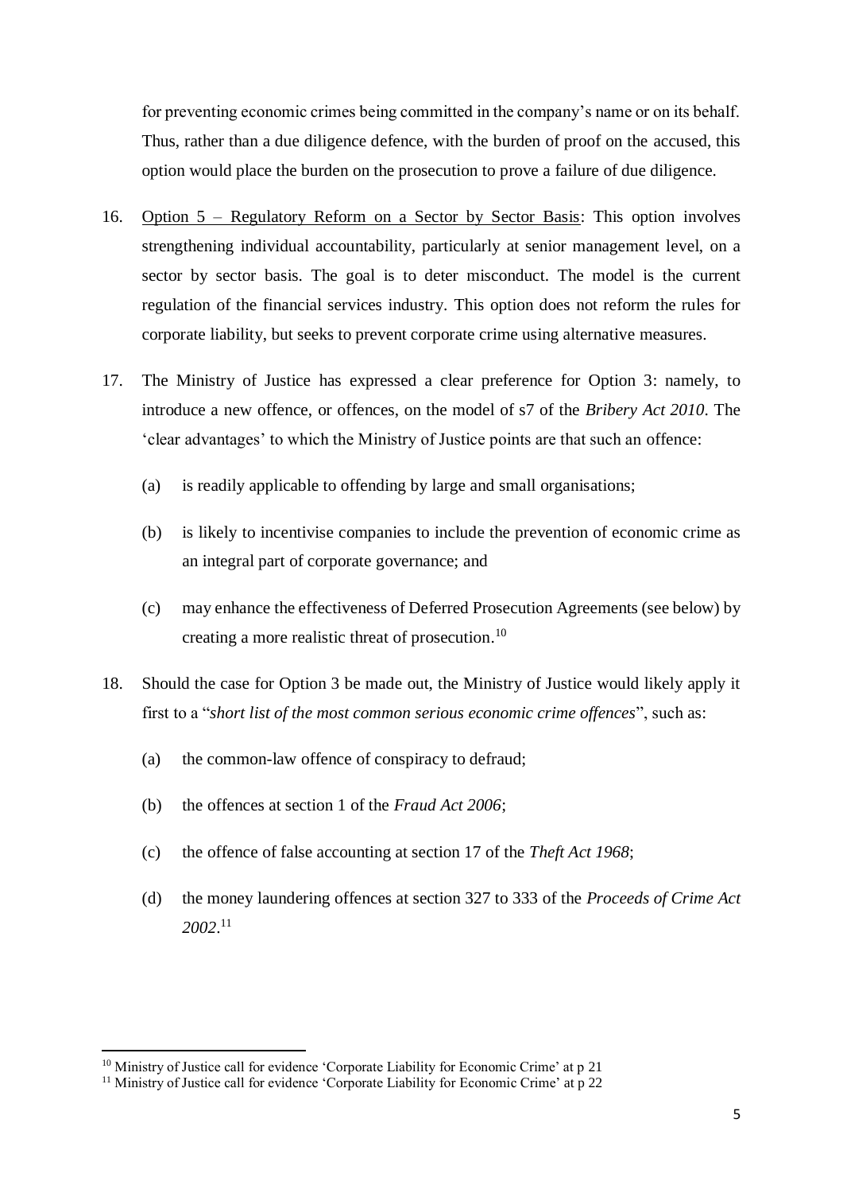for preventing economic crimes being committed in the company's name or on its behalf. Thus, rather than a due diligence defence, with the burden of proof on the accused, this option would place the burden on the prosecution to prove a failure of due diligence.

16. Option 5 – Regulatory Reform on a Sector by Sector Basis: This option involves strengthening individual accountability, particularly at senior management level, on a sector by sector basis. The goal is to deter misconduct. The model is the current regulation of the financial services industry. This option does not reform the rules for corporate liability, but seeks to prevent corporate crime using alternative measures.

17. The Ministry of Justice has expressed a clear preference for Option 3: namely, to introduce a new offence, or offences, on the model of s7 of the *Bribery Act 2010*. The 'clear advantages' to which the Ministry of Justice points are that such an offence:

    (a) is readily applicable to offending by large and small organisations;

    (b) is likely to incentivise companies to include the prevention of economic crime as an integral part of corporate governance; and

    (c) may enhance the effectiveness of Deferred Prosecution Agreements (see below) by creating a more realistic threat of prosecution.[10]

18. Should the case for Option 3 be made out, the Ministry of Justice would likely apply it first to a "*short list of the most common serious economic crime offences*", such as:

    (a) the common-law offence of conspiracy to defraud;

    (b) the offences at section 1 of the *Fraud Act 2006*;

    (c) the offence of false accounting at section 17 of the *Theft Act 1968*;

    (d) the money laundering offences at section 327 to 333 of the *Proceeds of Crime Act 2002*.[11]

---

[10] Ministry of Justice call for evidence 'Corporate Liability for Economic Crime' at p 21

[11] Ministry of Justice call for evidence 'Corporate Liability for Economic Crime' at p 22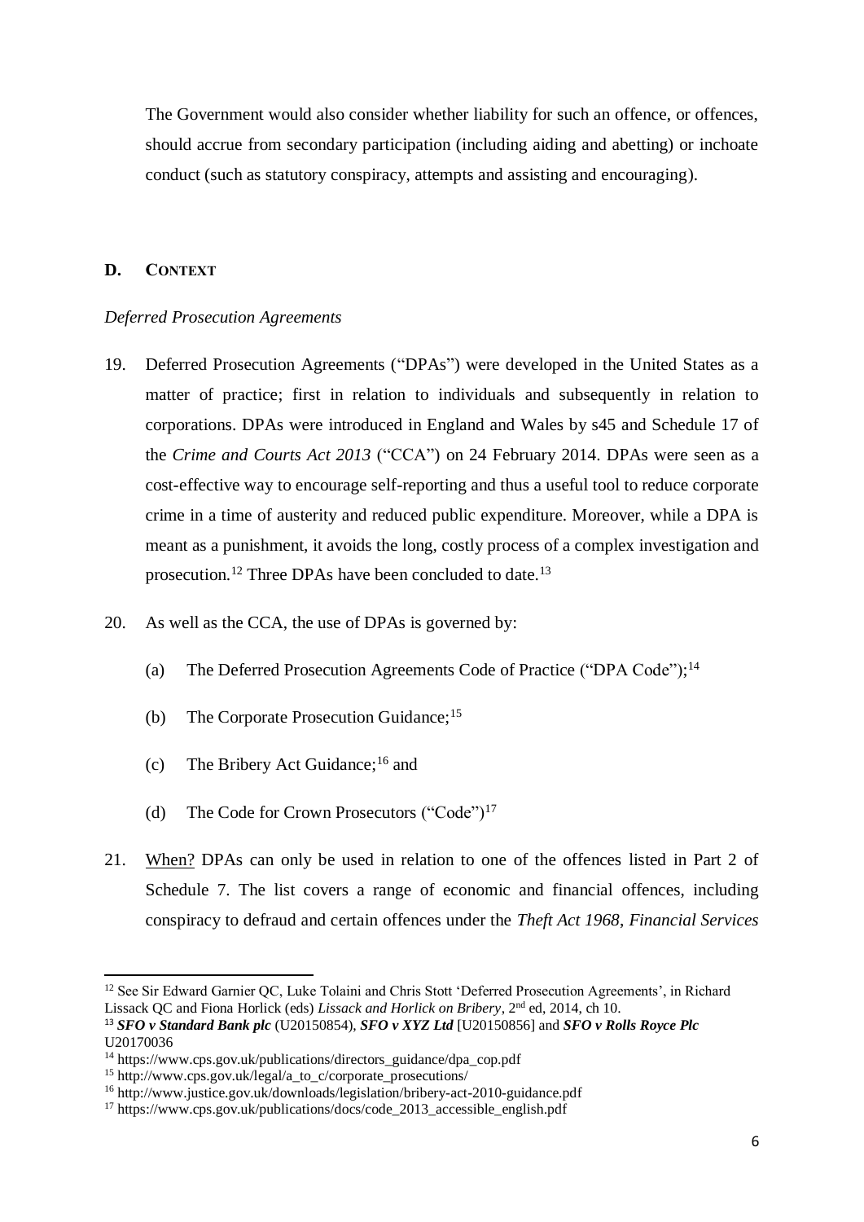The Government would also consider whether liability for such an offence, or offences, should accrue from secondary participation (including aiding and abetting) or inchoate conduct (such as statutory conspiracy, attempts and assisting and encouraging).

## D. CONTEXT

*Deferred Prosecution Agreements*

19. Deferred Prosecution Agreements ("DPAs") were developed in the United States as a matter of practice; first in relation to individuals and subsequently in relation to corporations. DPAs were introduced in England and Wales by s45 and Schedule 17 of the *Crime and Courts Act 2013* ("CCA") on 24 February 2014. DPAs were seen as a cost-effective way to encourage self-reporting and thus a useful tool to reduce corporate crime in a time of austerity and reduced public expenditure. Moreover, while a DPA is meant as a punishment, it avoids the long, costly process of a complex investigation and prosecution.[12] Three DPAs have been concluded to date.[13]

20. As well as the CCA, the use of DPAs is governed by:

    (a) The Deferred Prosecution Agreements Code of Practice ("DPA Code");[14]

    (b) The Corporate Prosecution Guidance;[15]

    (c) The Bribery Act Guidance;[16] and

    (d) The Code for Crown Prosecutors ("Code")[17]

21. When? DPAs can only be used in relation to one of the offences listed in Part 2 of Schedule 7. The list covers a range of economic and financial offences, including conspiracy to defraud and certain offences under the *Theft Act 1968*, *Financial Services*

---

[12] See Sir Edward Garnier QC, Luke Tolaini and Chris Stott 'Deferred Prosecution Agreements', in Richard Lissack QC and Fiona Horlick (eds) *Lissack and Horlick on Bribery*, 2nd ed, 2014, ch 10.

[13] ***SFO v Standard Bank plc*** (U20150854), ***SFO v XYZ Ltd*** [U20150856] and ***SFO v Rolls Royce Plc*** U20170036

[14] https://www.cps.gov.uk/publications/directors_guidance/dpa_cop.pdf

[15] http://www.cps.gov.uk/legal/a_to_c/corporate_prosecutions/

[16] http://www.justice.gov.uk/downloads/legislation/bribery-act-2010-guidance.pdf

[17] https://www.cps.gov.uk/publications/docs/code_2013_accessible_english.pdf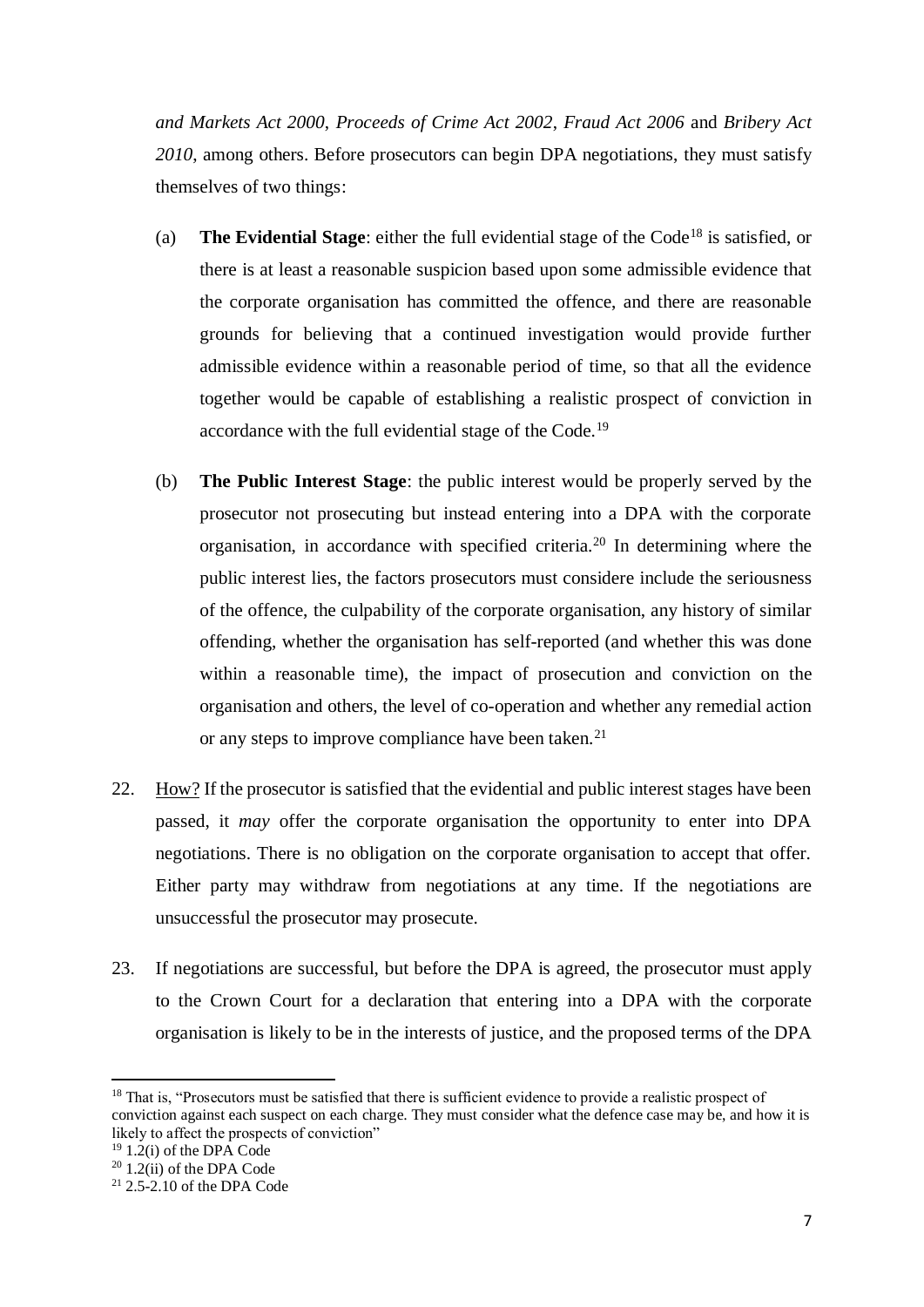*and Markets Act 2000*, *Proceeds of Crime Act 2002*, *Fraud Act 2006* and *Bribery Act 2010*, among others. Before prosecutors can begin DPA negotiations, they must satisfy themselves of two things:

(a) **The Evidential Stage**: either the full evidential stage of the Code[18] is satisfied, or there is at least a reasonable suspicion based upon some admissible evidence that the corporate organisation has committed the offence, and there are reasonable grounds for believing that a continued investigation would provide further admissible evidence within a reasonable period of time, so that all the evidence together would be capable of establishing a realistic prospect of conviction in accordance with the full evidential stage of the Code.[19]

(b) **The Public Interest Stage**: the public interest would be properly served by the prosecutor not prosecuting but instead entering into a DPA with the corporate organisation, in accordance with specified criteria.[20] In determining where the public interest lies, the factors prosecutors must considere include the seriousness of the offence, the culpability of the corporate organisation, any history of similar offending, whether the organisation has self-reported (and whether this was done within a reasonable time), the impact of prosecution and conviction on the organisation and others, the level of co-operation and whether any remedial action or any steps to improve compliance have been taken.[21]

22. <u>How?</u> If the prosecutor is satisfied that the evidential and public interest stages have been passed, it *may* offer the corporate organisation the opportunity to enter into DPA negotiations. There is no obligation on the corporate organisation to accept that offer. Either party may withdraw from negotiations at any time. If the negotiations are unsuccessful the prosecutor may prosecute.

23. If negotiations are successful, but before the DPA is agreed, the prosecutor must apply to the Crown Court for a declaration that entering into a DPA with the corporate organisation is likely to be in the interests of justice, and the proposed terms of the DPA

---

[18] That is, "Prosecutors must be satisfied that there is sufficient evidence to provide a realistic prospect of conviction against each suspect on each charge. They must consider what the defence case may be, and how it is likely to affect the prospects of conviction"

[19] 1.2(i) of the DPA Code

[20] 1.2(ii) of the DPA Code

[21] 2.5-2.10 of the DPA Code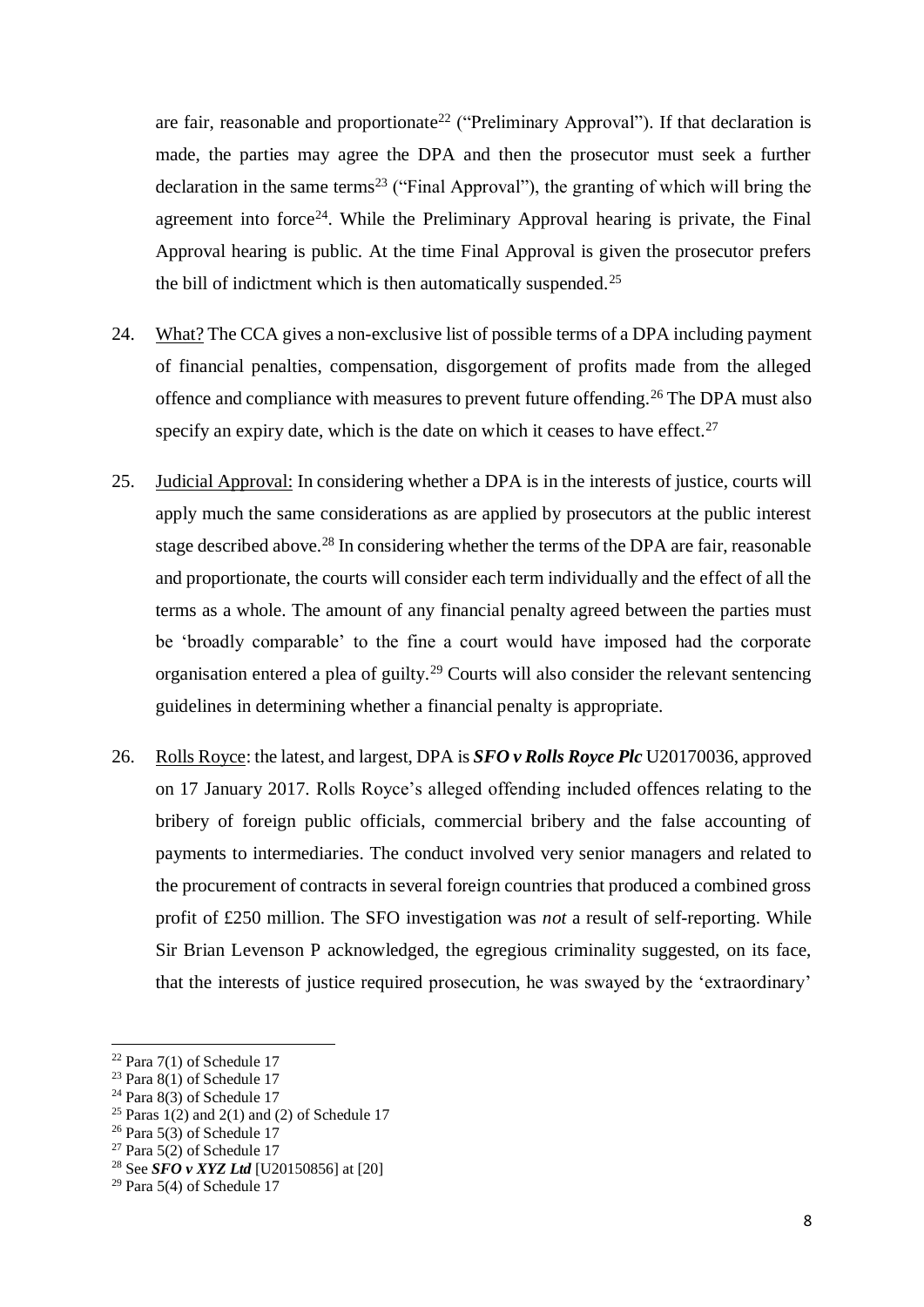are fair, reasonable and proportionate[22] ("Preliminary Approval"). If that declaration is made, the parties may agree the DPA and then the prosecutor must seek a further declaration in the same terms[23] ("Final Approval"), the granting of which will bring the agreement into force[24]. While the Preliminary Approval hearing is private, the Final Approval hearing is public. At the time Final Approval is given the prosecutor prefers the bill of indictment which is then automatically suspended.[25]

24. <u>What?</u> The CCA gives a non-exclusive list of possible terms of a DPA including payment of financial penalties, compensation, disgorgement of profits made from the alleged offence and compliance with measures to prevent future offending.[26] The DPA must also specify an expiry date, which is the date on which it ceases to have effect.[27]

25. <u>Judicial Approval:</u> In considering whether a DPA is in the interests of justice, courts will apply much the same considerations as are applied by prosecutors at the public interest stage described above.[28] In considering whether the terms of the DPA are fair, reasonable and proportionate, the courts will consider each term individually and the effect of all the terms as a whole. The amount of any financial penalty agreed between the parties must be 'broadly comparable' to the fine a court would have imposed had the corporate organisation entered a plea of guilty.[29] Courts will also consider the relevant sentencing guidelines in determining whether a financial penalty is appropriate.

26. <u>Rolls Royce</u>: the latest, and largest, DPA is ***SFO v Rolls Royce Plc*** U20170036, approved on 17 January 2017. Rolls Royce's alleged offending included offences relating to the bribery of foreign public officials, commercial bribery and the false accounting of payments to intermediaries. The conduct involved very senior managers and related to the procurement of contracts in several foreign countries that produced a combined gross profit of £250 million. The SFO investigation was *not* a result of self-reporting. While Sir Brian Levenson P acknowledged, the egregious criminality suggested, on its face, that the interests of justice required prosecution, he was swayed by the 'extraordinary'

---

[22] Para 7(1) of Schedule 17

[23] Para 8(1) of Schedule 17

[24] Para 8(3) of Schedule 17

[25] Paras 1(2) and 2(1) and (2) of Schedule 17

[26] Para 5(3) of Schedule 17

[27] Para 5(2) of Schedule 17

[28] See ***SFO v XYZ Ltd*** [U20150856] at [20]

[29] Para 5(4) of Schedule 17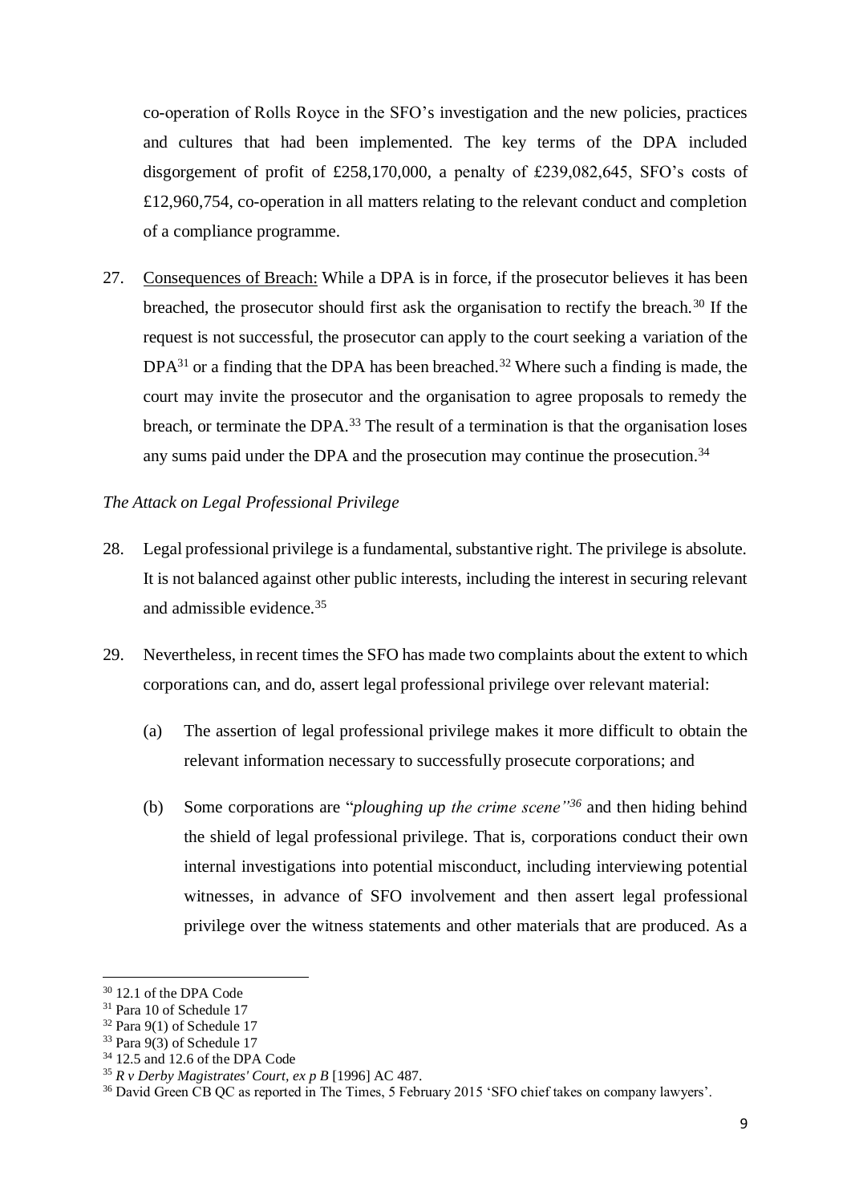co-operation of Rolls Royce in the SFO's investigation and the new policies, practices and cultures that had been implemented. The key terms of the DPA included disgorgement of profit of £258,170,000, a penalty of £239,082,645, SFO's costs of £12,960,754, co-operation in all matters relating to the relevant conduct and completion of a compliance programme.

27. Consequences of Breach: While a DPA is in force, if the prosecutor believes it has been breached, the prosecutor should first ask the organisation to rectify the breach.[30] If the request is not successful, the prosecutor can apply to the court seeking a variation of the DPA[31] or a finding that the DPA has been breached.[32] Where such a finding is made, the court may invite the prosecutor and the organisation to agree proposals to remedy the breach, or terminate the DPA.[33] The result of a termination is that the organisation loses any sums paid under the DPA and the prosecution may continue the prosecution.[34]

*The Attack on Legal Professional Privilege*

28. Legal professional privilege is a fundamental, substantive right. The privilege is absolute. It is not balanced against other public interests, including the interest in securing relevant and admissible evidence.[35]

29. Nevertheless, in recent times the SFO has made two complaints about the extent to which corporations can, and do, assert legal professional privilege over relevant material:

    (a) The assertion of legal professional privilege makes it more difficult to obtain the relevant information necessary to successfully prosecute corporations; and

    (b) Some corporations are "*ploughing up the crime scene"*[36] and then hiding behind the shield of legal professional privilege. That is, corporations conduct their own internal investigations into potential misconduct, including interviewing potential witnesses, in advance of SFO involvement and then assert legal professional privilege over the witness statements and other materials that are produced. As a

---

[30] 12.1 of the DPA Code

[31] Para 10 of Schedule 17

[32] Para 9(1) of Schedule 17

[33] Para 9(3) of Schedule 17

[34] 12.5 and 12.6 of the DPA Code

[35] *R v Derby Magistrates' Court, ex p B* [1996] AC 487.

[36] David Green CB QC as reported in The Times, 5 February 2015 'SFO chief takes on company lawyers'.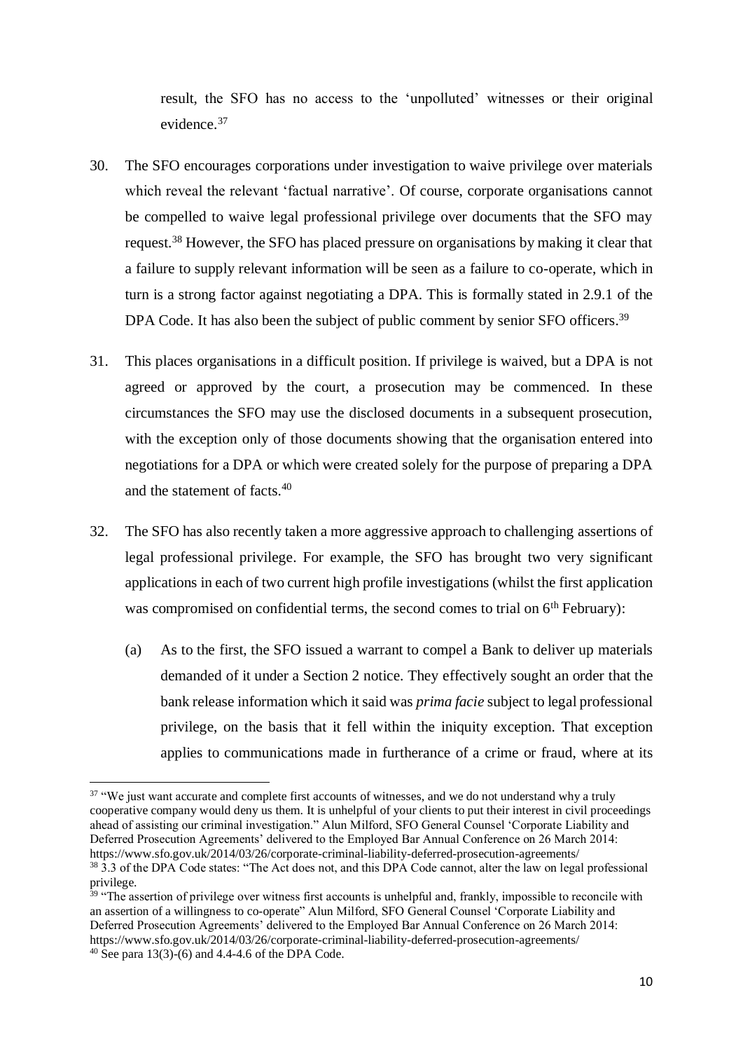result, the SFO has no access to the 'unpolluted' witnesses or their original evidence.[37]

30. The SFO encourages corporations under investigation to waive privilege over materials which reveal the relevant 'factual narrative'. Of course, corporate organisations cannot be compelled to waive legal professional privilege over documents that the SFO may request.[38] However, the SFO has placed pressure on organisations by making it clear that a failure to supply relevant information will be seen as a failure to co-operate, which in turn is a strong factor against negotiating a DPA. This is formally stated in 2.9.1 of the DPA Code. It has also been the subject of public comment by senior SFO officers.[39]

31. This places organisations in a difficult position. If privilege is waived, but a DPA is not agreed or approved by the court, a prosecution may be commenced. In these circumstances the SFO may use the disclosed documents in a subsequent prosecution, with the exception only of those documents showing that the organisation entered into negotiations for a DPA or which were created solely for the purpose of preparing a DPA and the statement of facts.[40]

32. The SFO has also recently taken a more aggressive approach to challenging assertions of legal professional privilege. For example, the SFO has brought two very significant applications in each of two current high profile investigations (whilst the first application was compromised on confidential terms, the second comes to trial on 6th February):

    (a) As to the first, the SFO issued a warrant to compel a Bank to deliver up materials demanded of it under a Section 2 notice. They effectively sought an order that the bank release information which it said was *prima facie* subject to legal professional privilege, on the basis that it fell within the iniquity exception. That exception applies to communications made in furtherance of a crime or fraud, where at its

---

[37] "We just want accurate and complete first accounts of witnesses, and we do not understand why a truly cooperative company would deny us them. It is unhelpful of your clients to put their interest in civil proceedings ahead of assisting our criminal investigation." Alun Milford, SFO General Counsel 'Corporate Liability and Deferred Prosecution Agreements' delivered to the Employed Bar Annual Conference on 26 March 2014: https://www.sfo.gov.uk/2014/03/26/corporate-criminal-liability-deferred-prosecution-agreements/

[38] 3.3 of the DPA Code states: "The Act does not, and this DPA Code cannot, alter the law on legal professional privilege.

[39] "The assertion of privilege over witness first accounts is unhelpful and, frankly, impossible to reconcile with an assertion of a willingness to co-operate" Alun Milford, SFO General Counsel 'Corporate Liability and Deferred Prosecution Agreements' delivered to the Employed Bar Annual Conference on 26 March 2014: https://www.sfo.gov.uk/2014/03/26/corporate-criminal-liability-deferred-prosecution-agreements/

[40] See para 13(3)-(6) and 4.4-4.6 of the DPA Code.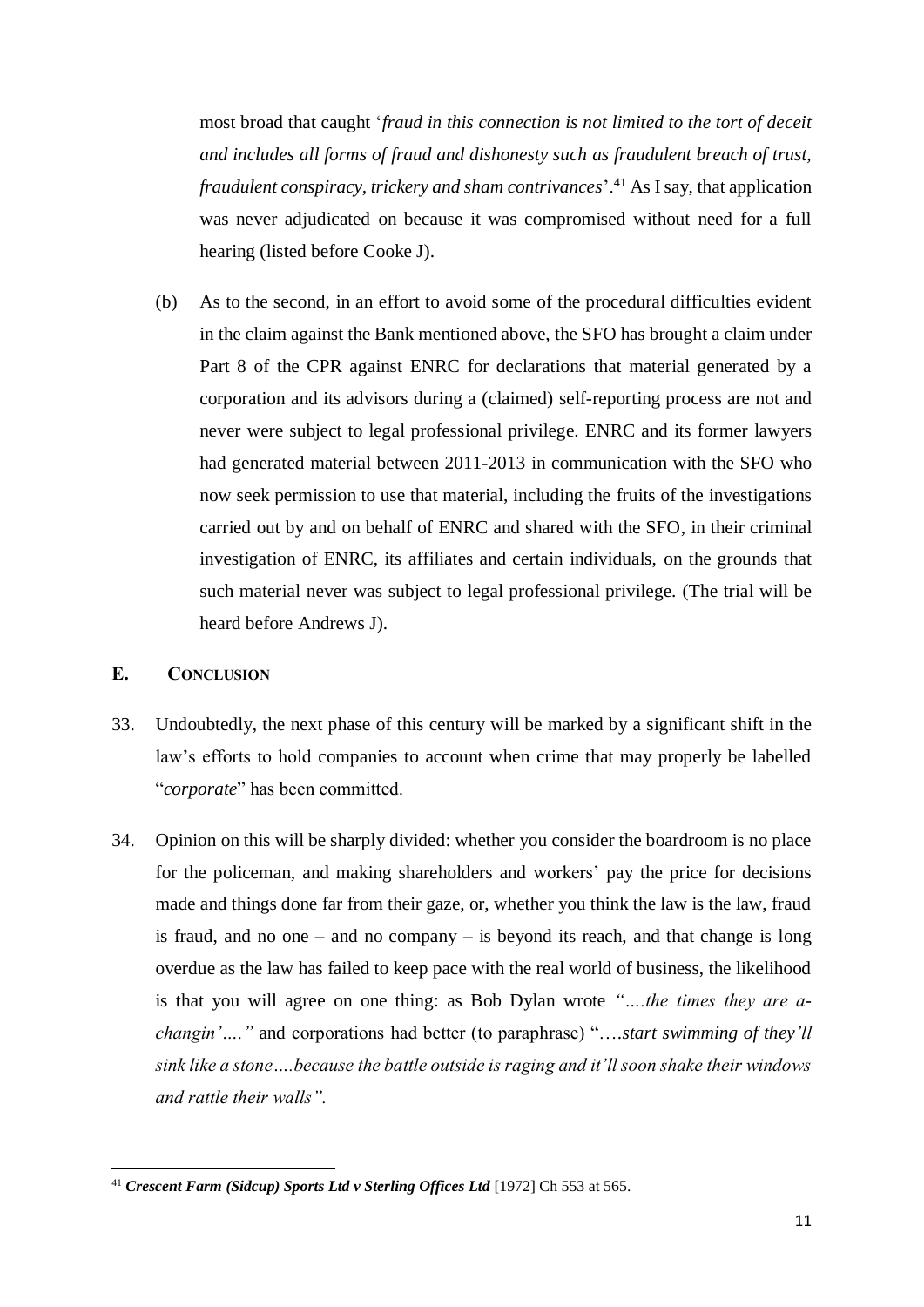most broad that caught '*fraud in this connection is not limited to the tort of deceit and includes all forms of fraud and dishonesty such as fraudulent breach of trust, fraudulent conspiracy, trickery and sham contrivances*'.[41] As I say, that application was never adjudicated on because it was compromised without need for a full hearing (listed before Cooke J).

(b) As to the second, in an effort to avoid some of the procedural difficulties evident in the claim against the Bank mentioned above, the SFO has brought a claim under Part 8 of the CPR against ENRC for declarations that material generated by a corporation and its advisors during a (claimed) self-reporting process are not and never were subject to legal professional privilege. ENRC and its former lawyers had generated material between 2011-2013 in communication with the SFO who now seek permission to use that material, including the fruits of the investigations carried out by and on behalf of ENRC and shared with the SFO, in their criminal investigation of ENRC, its affiliates and certain individuals, on the grounds that such material never was subject to legal professional privilege. (The trial will be heard before Andrews J).

## E. CONCLUSION

33. Undoubtedly, the next phase of this century will be marked by a significant shift in the law's efforts to hold companies to account when crime that may properly be labelled "*corporate*" has been committed.

34. Opinion on this will be sharply divided: whether you consider the boardroom is no place for the policeman, and making shareholders and workers' pay the price for decisions made and things done far from their gaze, or, whether you think the law is the law, fraud is fraud, and no one – and no company – is beyond its reach, and that change is long overdue as the law has failed to keep pace with the real world of business, the likelihood is that you will agree on one thing: as Bob Dylan wrote *"….the times they are a-changin'…."* and corporations had better (to paraphrase) "*….start swimming of they'll sink like a stone….because the battle outside is raging and it'll soon shake their windows and rattle their walls".*

---

[41] ***Crescent Farm (Sidcup) Sports Ltd v Sterling Offices Ltd*** [1972] Ch 553 at 565.